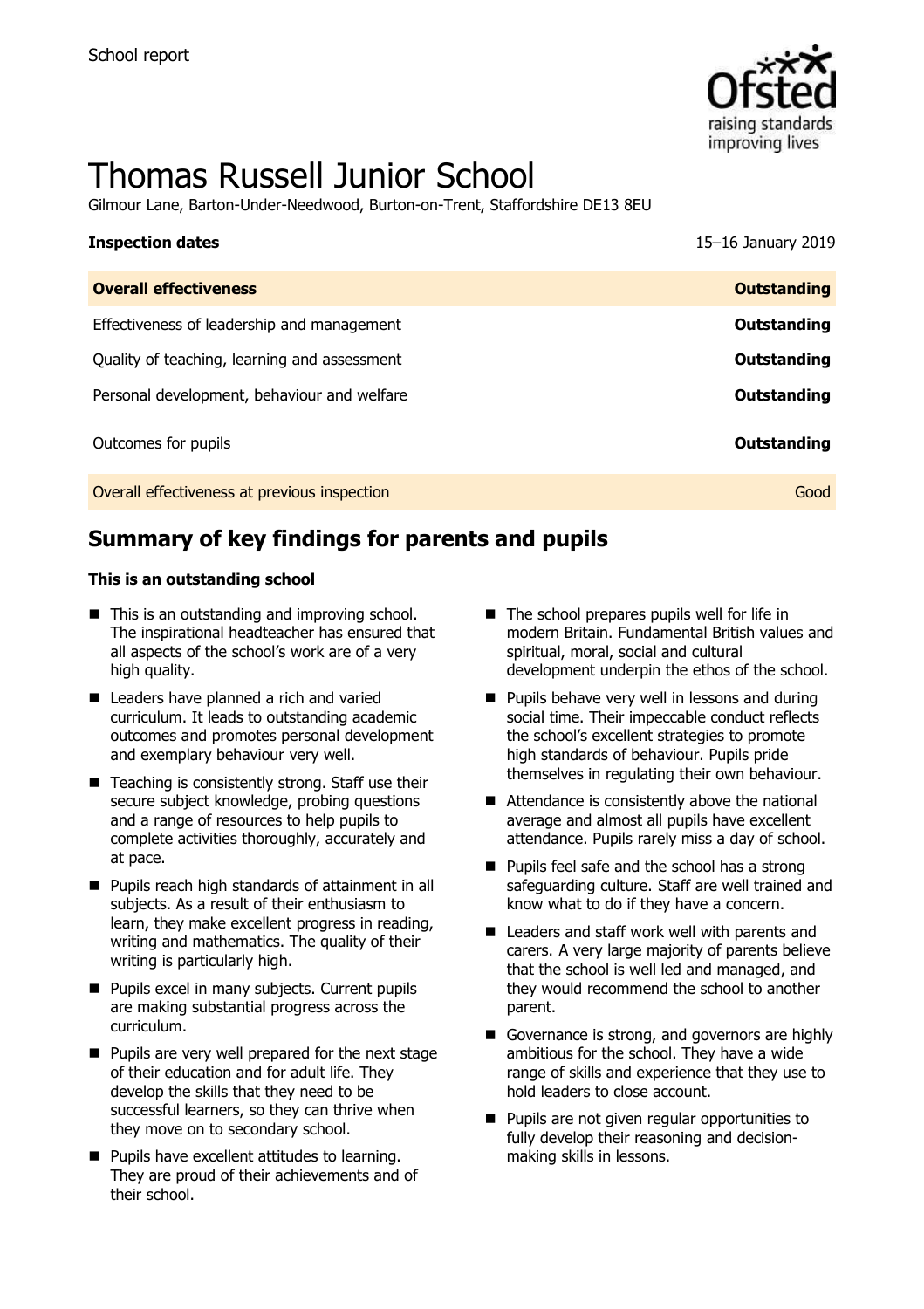School report

# Thomas Russell Junior School

Gilmour Lane, Barton-Under-Needwood, Burton-on-Trent, Staffordshire DE13 8EU

| **Inspection dates** | 15–16 January 2019 |
| --- | --- |
| **Overall effectiveness** | **Outstanding** |
| Effectiveness of leadership and management | **Outstanding** |
| Quality of teaching, learning and assessment | **Outstanding** |
| Personal development, behaviour and welfare | **Outstanding** |
| Outcomes for pupils | **Outstanding** |
| Overall effectiveness at previous inspection | Good |

## Summary of key findings for parents and pupils

**This is an outstanding school**

- This is an outstanding and improving school. The inspirational headteacher has ensured that all aspects of the school's work are of a very high quality.
- Leaders have planned a rich and varied curriculum. It leads to outstanding academic outcomes and promotes personal development and exemplary behaviour very well.
- Teaching is consistently strong. Staff use their secure subject knowledge, probing questions and a range of resources to help pupils to complete activities thoroughly, accurately and at pace.
- Pupils reach high standards of attainment in all subjects. As a result of their enthusiasm to learn, they make excellent progress in reading, writing and mathematics. The quality of their writing is particularly high.
- Pupils excel in many subjects. Current pupils are making substantial progress across the curriculum.
- Pupils are very well prepared for the next stage of their education and for adult life. They develop the skills that they need to be successful learners, so they can thrive when they move on to secondary school.
- Pupils have excellent attitudes to learning. They are proud of their achievements and of their school.
- The school prepares pupils well for life in modern Britain. Fundamental British values and spiritual, moral, social and cultural development underpin the ethos of the school.
- Pupils behave very well in lessons and during social time. Their impeccable conduct reflects the school's excellent strategies to promote high standards of behaviour. Pupils pride themselves in regulating their own behaviour.
- Attendance is consistently above the national average and almost all pupils have excellent attendance. Pupils rarely miss a day of school.
- Pupils feel safe and the school has a strong safeguarding culture. Staff are well trained and know what to do if they have a concern.
- Leaders and staff work well with parents and carers. A very large majority of parents believe that the school is well led and managed, and they would recommend the school to another parent.
- Governance is strong, and governors are highly ambitious for the school. They have a wide range of skills and experience that they use to hold leaders to close account.
- Pupils are not given regular opportunities to fully develop their reasoning and decision-making skills in lessons.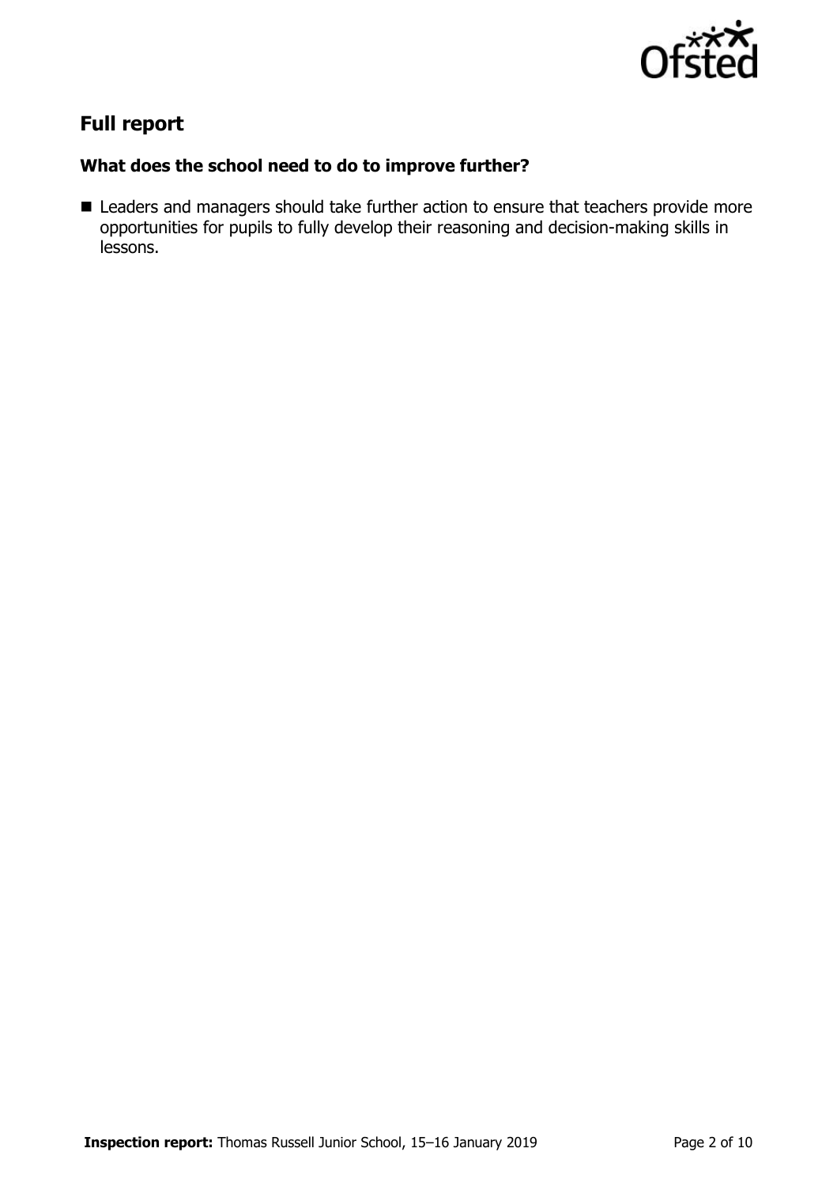## Full report

### What does the school need to do to improve further?

- Leaders and managers should take further action to ensure that teachers provide more opportunities for pupils to fully develop their reasoning and decision-making skills in lessons.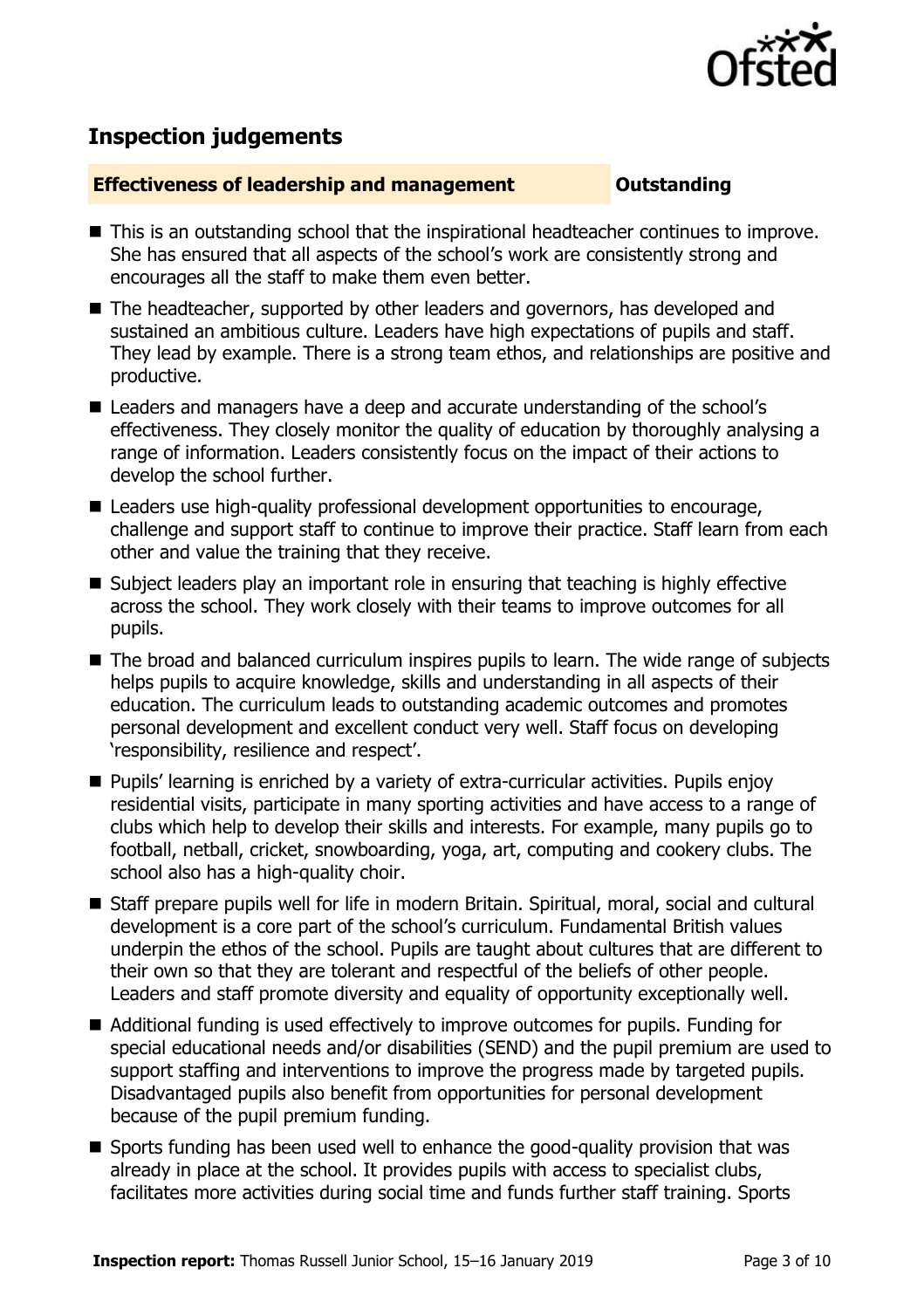## Inspection judgements

**Effectiveness of leadership and management** **Outstanding**

- This is an outstanding school that the inspirational headteacher continues to improve. She has ensured that all aspects of the school's work are consistently strong and encourages all the staff to make them even better.
- The headteacher, supported by other leaders and governors, has developed and sustained an ambitious culture. Leaders have high expectations of pupils and staff. They lead by example. There is a strong team ethos, and relationships are positive and productive.
- Leaders and managers have a deep and accurate understanding of the school's effectiveness. They closely monitor the quality of education by thoroughly analysing a range of information. Leaders consistently focus on the impact of their actions to develop the school further.
- Leaders use high-quality professional development opportunities to encourage, challenge and support staff to continue to improve their practice. Staff learn from each other and value the training that they receive.
- Subject leaders play an important role in ensuring that teaching is highly effective across the school. They work closely with their teams to improve outcomes for all pupils.
- The broad and balanced curriculum inspires pupils to learn. The wide range of subjects helps pupils to acquire knowledge, skills and understanding in all aspects of their education. The curriculum leads to outstanding academic outcomes and promotes personal development and excellent conduct very well. Staff focus on developing 'responsibility, resilience and respect'.
- Pupils' learning is enriched by a variety of extra-curricular activities. Pupils enjoy residential visits, participate in many sporting activities and have access to a range of clubs which help to develop their skills and interests. For example, many pupils go to football, netball, cricket, snowboarding, yoga, art, computing and cookery clubs. The school also has a high-quality choir.
- Staff prepare pupils well for life in modern Britain. Spiritual, moral, social and cultural development is a core part of the school's curriculum. Fundamental British values underpin the ethos of the school. Pupils are taught about cultures that are different to their own so that they are tolerant and respectful of the beliefs of other people. Leaders and staff promote diversity and equality of opportunity exceptionally well.
- Additional funding is used effectively to improve outcomes for pupils. Funding for special educational needs and/or disabilities (SEND) and the pupil premium are used to support staffing and interventions to improve the progress made by targeted pupils. Disadvantaged pupils also benefit from opportunities for personal development because of the pupil premium funding.
- Sports funding has been used well to enhance the good-quality provision that was already in place at the school. It provides pupils with access to specialist clubs, facilitates more activities during social time and funds further staff training. Sports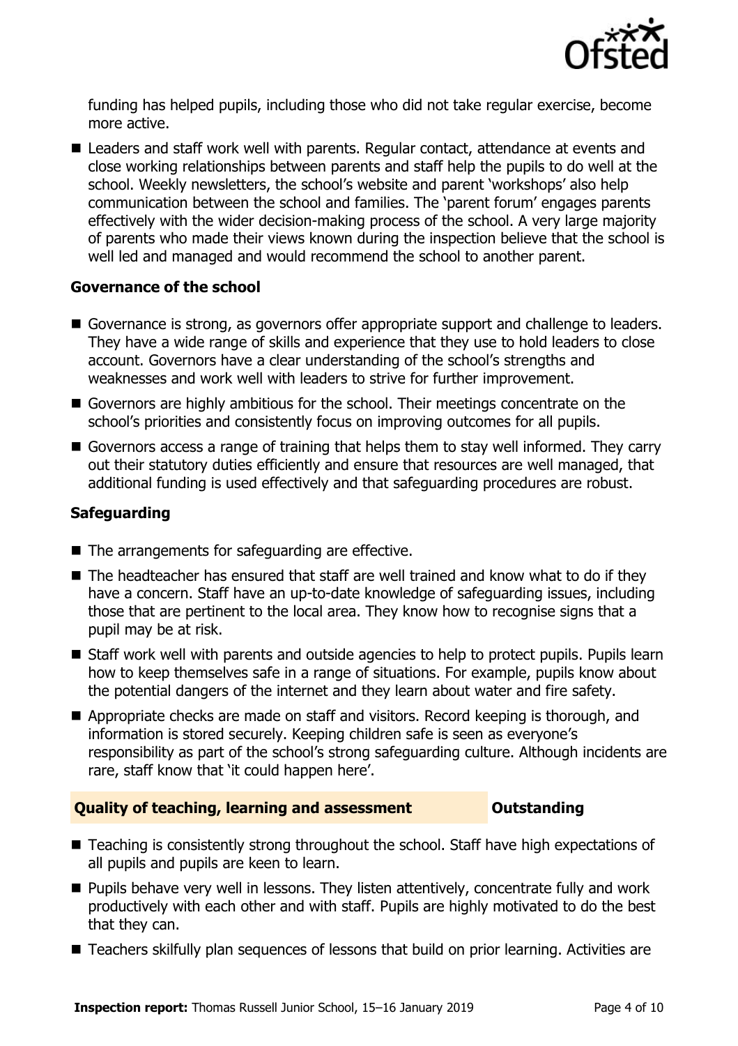funding has helped pupils, including those who did not take regular exercise, become more active.

- Leaders and staff work well with parents. Regular contact, attendance at events and close working relationships between parents and staff help the pupils to do well at the school. Weekly newsletters, the school's website and parent 'workshops' also help communication between the school and families. The 'parent forum' engages parents effectively with the wider decision-making process of the school. A very large majority of parents who made their views known during the inspection believe that the school is well led and managed and would recommend the school to another parent.

### Governance of the school

- Governance is strong, as governors offer appropriate support and challenge to leaders. They have a wide range of skills and experience that they use to hold leaders to close account. Governors have a clear understanding of the school's strengths and weaknesses and work well with leaders to strive for further improvement.
- Governors are highly ambitious for the school. Their meetings concentrate on the school's priorities and consistently focus on improving outcomes for all pupils.
- Governors access a range of training that helps them to stay well informed. They carry out their statutory duties efficiently and ensure that resources are well managed, that additional funding is used effectively and that safeguarding procedures are robust.

### Safeguarding

- The arrangements for safeguarding are effective.
- The headteacher has ensured that staff are well trained and know what to do if they have a concern. Staff have an up-to-date knowledge of safeguarding issues, including those that are pertinent to the local area. They know how to recognise signs that a pupil may be at risk.
- Staff work well with parents and outside agencies to help to protect pupils. Pupils learn how to keep themselves safe in a range of situations. For example, pupils know about the potential dangers of the internet and they learn about water and fire safety.
- Appropriate checks are made on staff and visitors. Record keeping is thorough, and information is stored securely. Keeping children safe is seen as everyone's responsibility as part of the school's strong safeguarding culture. Although incidents are rare, staff know that 'it could happen here'.

## Quality of teaching, learning and assessment — Outstanding

- Teaching is consistently strong throughout the school. Staff have high expectations of all pupils and pupils are keen to learn.
- Pupils behave very well in lessons. They listen attentively, concentrate fully and work productively with each other and with staff. Pupils are highly motivated to do the best that they can.
- Teachers skilfully plan sequences of lessons that build on prior learning. Activities are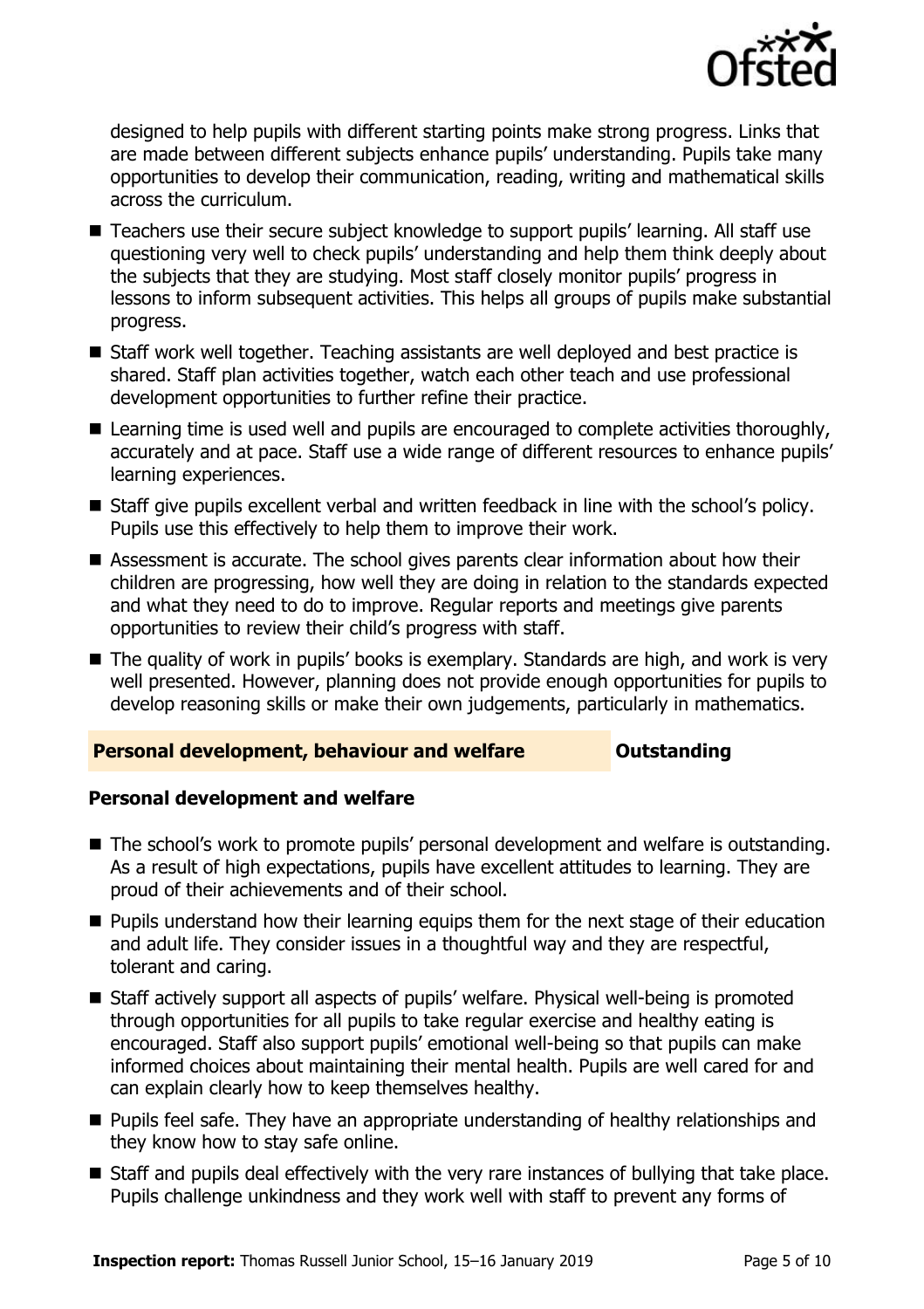designed to help pupils with different starting points make strong progress. Links that are made between different subjects enhance pupils' understanding. Pupils take many opportunities to develop their communication, reading, writing and mathematical skills across the curriculum.

- Teachers use their secure subject knowledge to support pupils' learning. All staff use questioning very well to check pupils' understanding and help them think deeply about the subjects that they are studying. Most staff closely monitor pupils' progress in lessons to inform subsequent activities. This helps all groups of pupils make substantial progress.
- Staff work well together. Teaching assistants are well deployed and best practice is shared. Staff plan activities together, watch each other teach and use professional development opportunities to further refine their practice.
- Learning time is used well and pupils are encouraged to complete activities thoroughly, accurately and at pace. Staff use a wide range of different resources to enhance pupils' learning experiences.
- Staff give pupils excellent verbal and written feedback in line with the school's policy. Pupils use this effectively to help them to improve their work.
- Assessment is accurate. The school gives parents clear information about how their children are progressing, how well they are doing in relation to the standards expected and what they need to do to improve. Regular reports and meetings give parents opportunities to review their child's progress with staff.
- The quality of work in pupils' books is exemplary. Standards are high, and work is very well presented. However, planning does not provide enough opportunities for pupils to develop reasoning skills or make their own judgements, particularly in mathematics.

## Personal development, behaviour and welfare — Outstanding

### Personal development and welfare

- The school's work to promote pupils' personal development and welfare is outstanding. As a result of high expectations, pupils have excellent attitudes to learning. They are proud of their achievements and of their school.
- Pupils understand how their learning equips them for the next stage of their education and adult life. They consider issues in a thoughtful way and they are respectful, tolerant and caring.
- Staff actively support all aspects of pupils' welfare. Physical well-being is promoted through opportunities for all pupils to take regular exercise and healthy eating is encouraged. Staff also support pupils' emotional well-being so that pupils can make informed choices about maintaining their mental health. Pupils are well cared for and can explain clearly how to keep themselves healthy.
- Pupils feel safe. They have an appropriate understanding of healthy relationships and they know how to stay safe online.
- Staff and pupils deal effectively with the very rare instances of bullying that take place. Pupils challenge unkindness and they work well with staff to prevent any forms of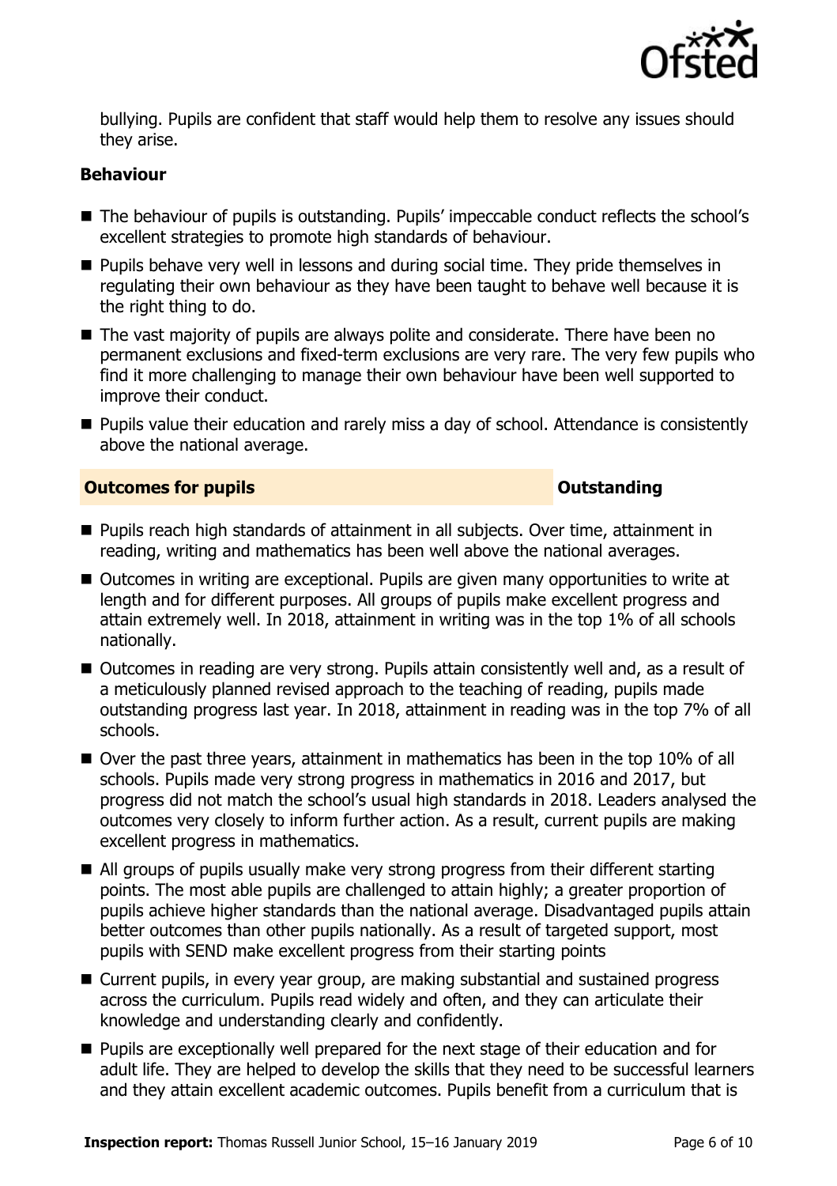bullying. Pupils are confident that staff would help them to resolve any issues should they arise.

### Behaviour

- The behaviour of pupils is outstanding. Pupils' impeccable conduct reflects the school's excellent strategies to promote high standards of behaviour.
- Pupils behave very well in lessons and during social time. They pride themselves in regulating their own behaviour as they have been taught to behave well because it is the right thing to do.
- The vast majority of pupils are always polite and considerate. There have been no permanent exclusions and fixed-term exclusions are very rare. The very few pupils who find it more challenging to manage their own behaviour have been well supported to improve their conduct.
- Pupils value their education and rarely miss a day of school. Attendance is consistently above the national average.

## Outcomes for pupils — Outstanding

- Pupils reach high standards of attainment in all subjects. Over time, attainment in reading, writing and mathematics has been well above the national averages.
- Outcomes in writing are exceptional. Pupils are given many opportunities to write at length and for different purposes. All groups of pupils make excellent progress and attain extremely well. In 2018, attainment in writing was in the top 1% of all schools nationally.
- Outcomes in reading are very strong. Pupils attain consistently well and, as a result of a meticulously planned revised approach to the teaching of reading, pupils made outstanding progress last year. In 2018, attainment in reading was in the top 7% of all schools.
- Over the past three years, attainment in mathematics has been in the top 10% of all schools. Pupils made very strong progress in mathematics in 2016 and 2017, but progress did not match the school's usual high standards in 2018. Leaders analysed the outcomes very closely to inform further action. As a result, current pupils are making excellent progress in mathematics.
- All groups of pupils usually make very strong progress from their different starting points. The most able pupils are challenged to attain highly; a greater proportion of pupils achieve higher standards than the national average. Disadvantaged pupils attain better outcomes than other pupils nationally. As a result of targeted support, most pupils with SEND make excellent progress from their starting points
- Current pupils, in every year group, are making substantial and sustained progress across the curriculum. Pupils read widely and often, and they can articulate their knowledge and understanding clearly and confidently.
- Pupils are exceptionally well prepared for the next stage of their education and for adult life. They are helped to develop the skills that they need to be successful learners and they attain excellent academic outcomes. Pupils benefit from a curriculum that is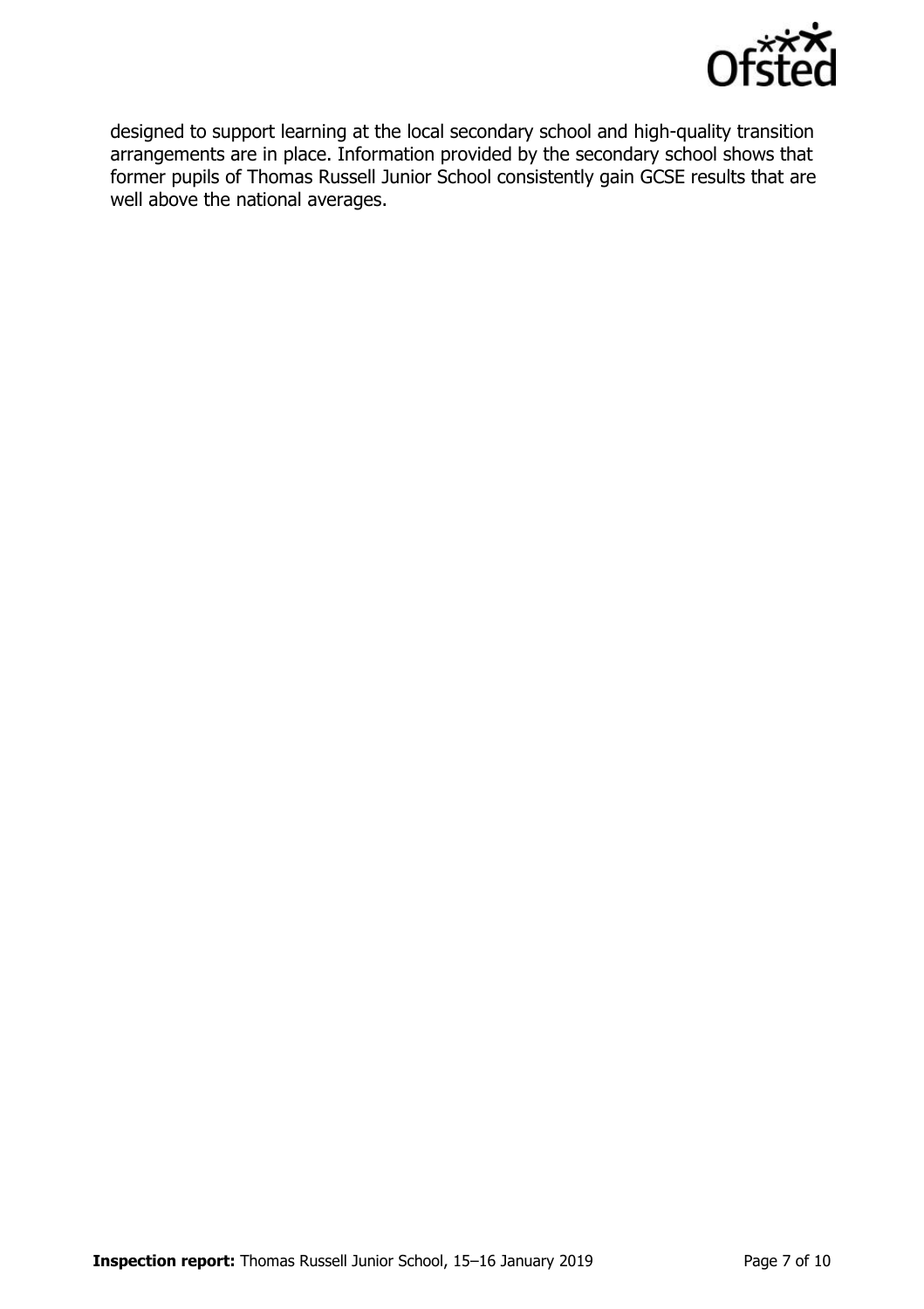designed to support learning at the local secondary school and high-quality transition arrangements are in place. Information provided by the secondary school shows that former pupils of Thomas Russell Junior School consistently gain GCSE results that are well above the national averages.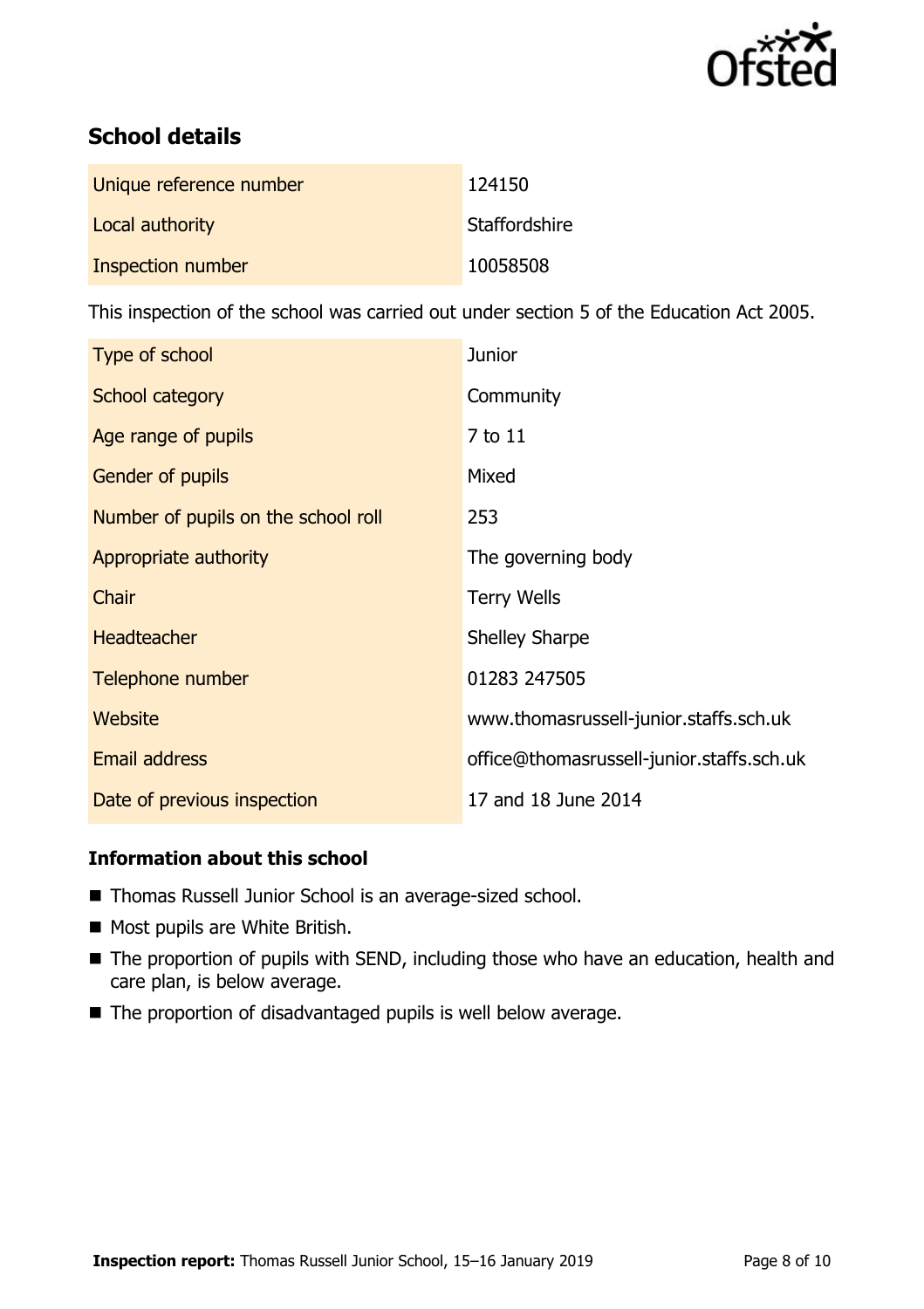## School details

| | |
|---|---|
| Unique reference number | 124150 |
| Local authority | Staffordshire |
| Inspection number | 10058508 |

This inspection of the school was carried out under section 5 of the Education Act 2005.

| | |
|---|---|
| Type of school | Junior |
| School category | Community |
| Age range of pupils | 7 to 11 |
| Gender of pupils | Mixed |
| Number of pupils on the school roll | 253 |
| Appropriate authority | The governing body |
| Chair | Terry Wells |
| Headteacher | Shelley Sharpe |
| Telephone number | 01283 247505 |
| Website | www.thomasrussell-junior.staffs.sch.uk |
| Email address | office@thomasrussell-junior.staffs.sch.uk |
| Date of previous inspection | 17 and 18 June 2014 |

### Information about this school

- Thomas Russell Junior School is an average-sized school.
- Most pupils are White British.
- The proportion of pupils with SEND, including those who have an education, health and care plan, is below average.
- The proportion of disadvantaged pupils is well below average.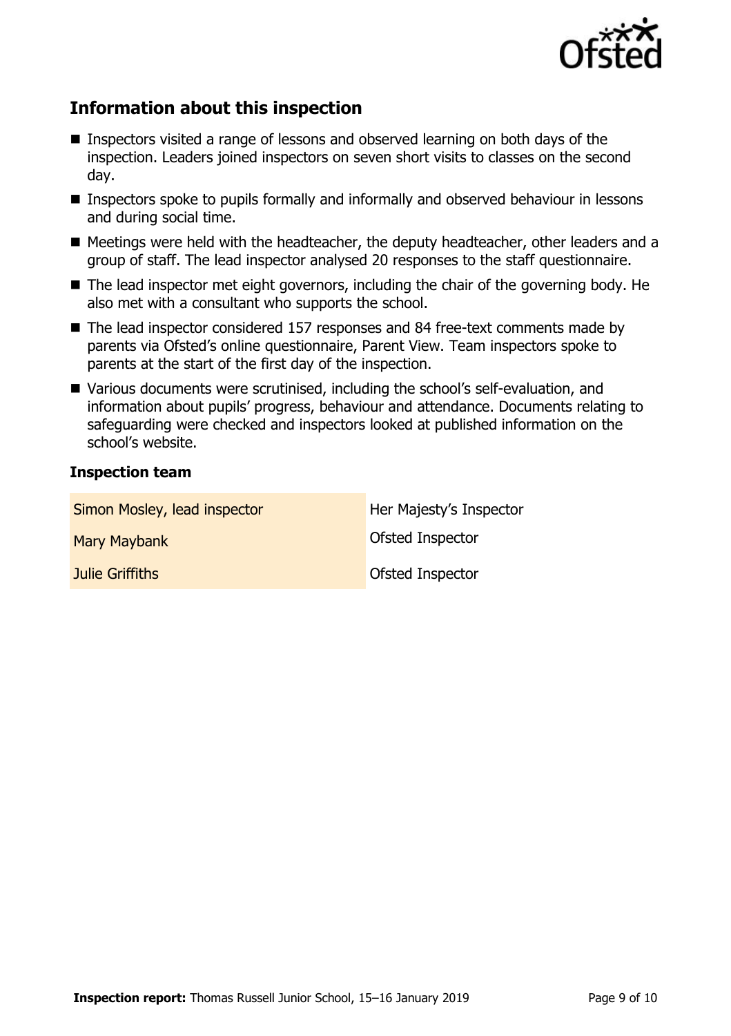## Information about this inspection

- Inspectors visited a range of lessons and observed learning on both days of the inspection. Leaders joined inspectors on seven short visits to classes on the second day.
- Inspectors spoke to pupils formally and informally and observed behaviour in lessons and during social time.
- Meetings were held with the headteacher, the deputy headteacher, other leaders and a group of staff. The lead inspector analysed 20 responses to the staff questionnaire.
- The lead inspector met eight governors, including the chair of the governing body. He also met with a consultant who supports the school.
- The lead inspector considered 157 responses and 84 free-text comments made by parents via Ofsted's online questionnaire, Parent View. Team inspectors spoke to parents at the start of the first day of the inspection.
- Various documents were scrutinised, including the school's self-evaluation, and information about pupils' progress, behaviour and attendance. Documents relating to safeguarding were checked and inspectors looked at published information on the school's website.

### Inspection team

| | |
|---|---|
| Simon Mosley, lead inspector | Her Majesty's Inspector |
| Mary Maybank | Ofsted Inspector |
| Julie Griffiths | Ofsted Inspector |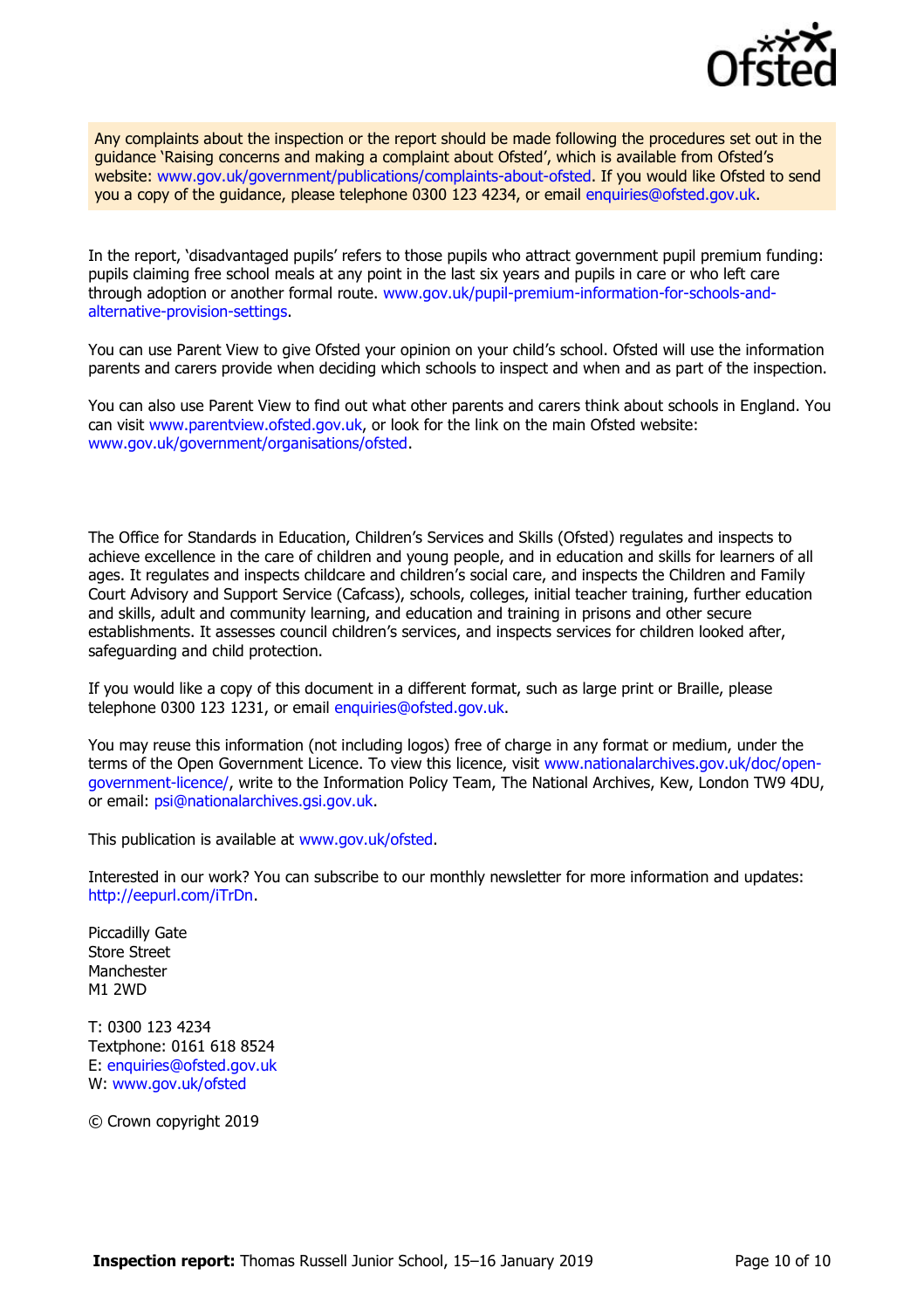Any complaints about the inspection or the report should be made following the procedures set out in the guidance 'Raising concerns and making a complaint about Ofsted', which is available from Ofsted's website: www.gov.uk/government/publications/complaints-about-ofsted. If you would like Ofsted to send you a copy of the guidance, please telephone 0300 123 4234, or email enquiries@ofsted.gov.uk.

In the report, 'disadvantaged pupils' refers to those pupils who attract government pupil premium funding: pupils claiming free school meals at any point in the last six years and pupils in care or who left care through adoption or another formal route. www.gov.uk/pupil-premium-information-for-schools-and-alternative-provision-settings.

You can use Parent View to give Ofsted your opinion on your child's school. Ofsted will use the information parents and carers provide when deciding which schools to inspect and when and as part of the inspection.

You can also use Parent View to find out what other parents and carers think about schools in England. You can visit www.parentview.ofsted.gov.uk, or look for the link on the main Ofsted website: www.gov.uk/government/organisations/ofsted.

The Office for Standards in Education, Children's Services and Skills (Ofsted) regulates and inspects to achieve excellence in the care of children and young people, and in education and skills for learners of all ages. It regulates and inspects childcare and children's social care, and inspects the Children and Family Court Advisory and Support Service (Cafcass), schools, colleges, initial teacher training, further education and skills, adult and community learning, and education and training in prisons and other secure establishments. It assesses council children's services, and inspects services for children looked after, safeguarding and child protection.

If you would like a copy of this document in a different format, such as large print or Braille, please telephone 0300 123 1231, or email enquiries@ofsted.gov.uk.

You may reuse this information (not including logos) free of charge in any format or medium, under the terms of the Open Government Licence. To view this licence, visit www.nationalarchives.gov.uk/doc/open-government-licence/, write to the Information Policy Team, The National Archives, Kew, London TW9 4DU, or email: psi@nationalarchives.gsi.gov.uk.

This publication is available at www.gov.uk/ofsted.

Interested in our work? You can subscribe to our monthly newsletter for more information and updates: http://eepurl.com/iTrDn.

Piccadilly Gate
Store Street
Manchester
M1 2WD

T: 0300 123 4234
Textphone: 0161 618 8524
E: enquiries@ofsted.gov.uk
W: www.gov.uk/ofsted

© Crown copyright 2019